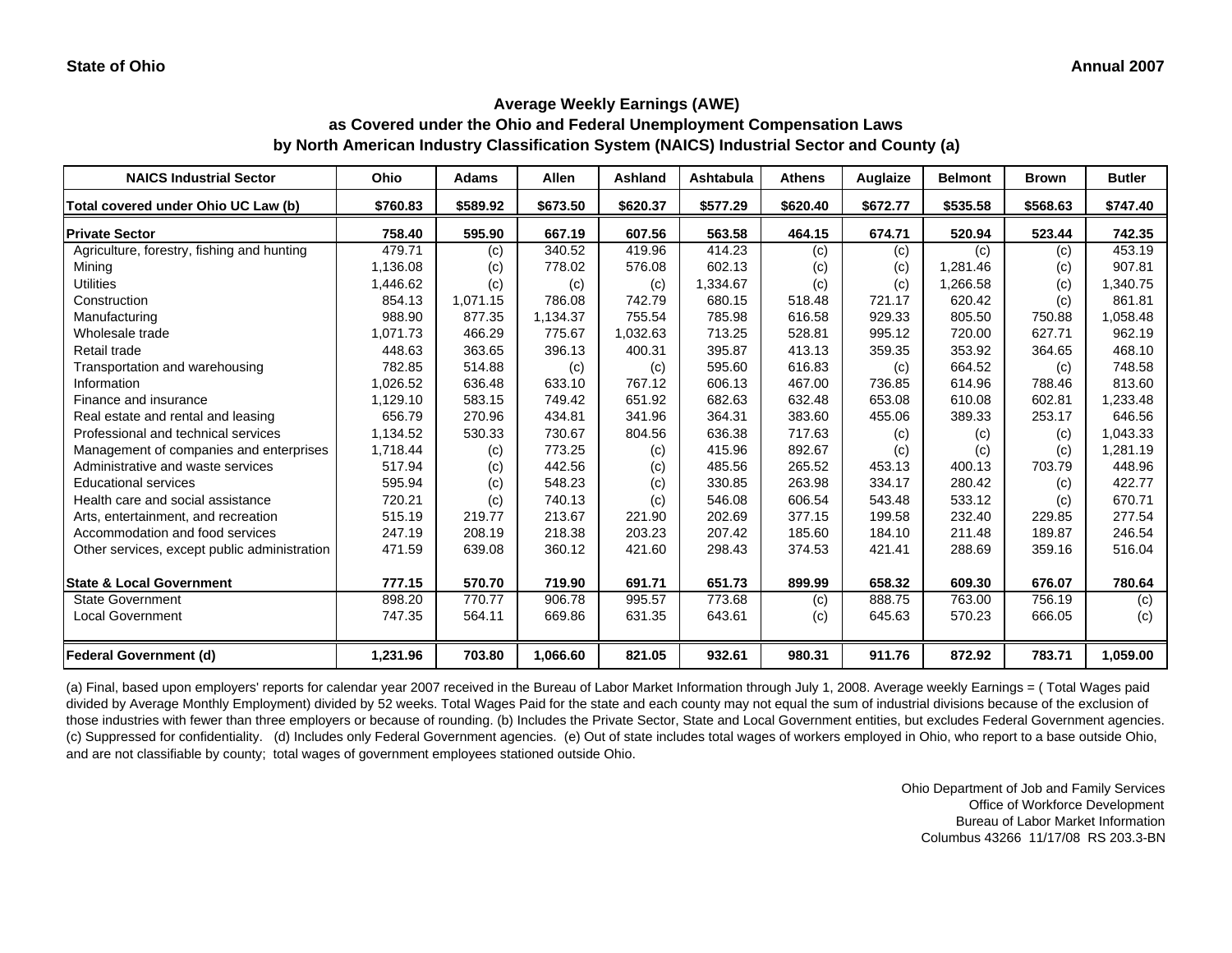State of Ohio

Annual 2007

## Average Weekly Earnings (AWE)
## as Covered under the Ohio and Federal Unemployment Compensation Laws
## by North American Industry Classification System (NAICS) Industrial Sector and County (a)

| NAICS Industrial Sector | Ohio | Adams | Allen | Ashland | Ashtabula | Athens | Auglaize | Belmont | Brown | Butler |
|---|---|---|---|---|---|---|---|---|---|---|
| **Total covered under Ohio UC Law (b)** | **$760.83** | **$589.92** | **$673.50** | **$620.37** | **$577.29** | **$620.40** | **$672.77** | **$535.58** | **$568.63** | **$747.40** |
| **Private Sector** | **758.40** | **595.90** | **667.19** | **607.56** | **563.58** | **464.15** | **674.71** | **520.94** | **523.44** | **742.35** |
| Agriculture, forestry, fishing and hunting | 479.71 | (c) | 340.52 | 419.96 | 414.23 | (c) | (c) | (c) | (c) | 453.19 |
| Mining | 1,136.08 | (c) | 778.02 | 576.08 | 602.13 | (c) | (c) | 1,281.46 | (c) | 907.81 |
| Utilities | 1,446.62 | (c) | (c) | (c) | 1,334.67 | (c) | (c) | 1,266.58 | (c) | 1,340.75 |
| Construction | 854.13 | 1,071.15 | 786.08 | 742.79 | 680.15 | 518.48 | 721.17 | 620.42 | (c) | 861.81 |
| Manufacturing | 988.90 | 877.35 | 1,134.37 | 755.54 | 785.98 | 616.58 | 929.33 | 805.50 | 750.88 | 1,058.48 |
| Wholesale trade | 1,071.73 | 466.29 | 775.67 | 1,032.63 | 713.25 | 528.81 | 995.12 | 720.00 | 627.71 | 962.19 |
| Retail trade | 448.63 | 363.65 | 396.13 | 400.31 | 395.87 | 413.13 | 359.35 | 353.92 | 364.65 | 468.10 |
| Transportation and warehousing | 782.85 | 514.88 | (c) | (c) | 595.60 | 616.83 | (c) | 664.52 | (c) | 748.58 |
| Information | 1,026.52 | 636.48 | 633.10 | 767.12 | 606.13 | 467.00 | 736.85 | 614.96 | 788.46 | 813.60 |
| Finance and insurance | 1,129.10 | 583.15 | 749.42 | 651.92 | 682.63 | 632.48 | 653.08 | 610.08 | 602.81 | 1,233.48 |
| Real estate and rental and leasing | 656.79 | 270.96 | 434.81 | 341.96 | 364.31 | 383.60 | 455.06 | 389.33 | 253.17 | 646.56 |
| Professional and technical services | 1,134.52 | 530.33 | 730.67 | 804.56 | 636.38 | 717.63 | (c) | (c) | (c) | 1,043.33 |
| Management of companies and enterprises | 1,718.44 | (c) | 773.25 | (c) | 415.96 | 892.67 | (c) | (c) | (c) | 1,281.19 |
| Administrative and waste services | 517.94 | (c) | 442.56 | (c) | 485.56 | 265.52 | 453.13 | 400.13 | 703.79 | 448.96 |
| Educational services | 595.94 | (c) | 548.23 | (c) | 330.85 | 263.98 | 334.17 | 280.42 | (c) | 422.77 |
| Health care and social assistance | 720.21 | (c) | 740.13 | (c) | 546.08 | 606.54 | 543.48 | 533.12 | (c) | 670.71 |
| Arts, entertainment, and recreation | 515.19 | 219.77 | 213.67 | 221.90 | 202.69 | 377.15 | 199.58 | 232.40 | 229.85 | 277.54 |
| Accommodation and food services | 247.19 | 208.19 | 218.38 | 203.23 | 207.42 | 185.60 | 184.10 | 211.48 | 189.87 | 246.54 |
| Other services, except public administration | 471.59 | 639.08 | 360.12 | 421.60 | 298.43 | 374.53 | 421.41 | 288.69 | 359.16 | 516.04 |
| **State & Local Government** | **777.15** | **570.70** | **719.90** | **691.71** | **651.73** | **899.99** | **658.32** | **609.30** | **676.07** | **780.64** |
| State Government | 898.20 | 770.77 | 906.78 | 995.57 | 773.68 | (c) | 888.75 | 763.00 | 756.19 | (c) |
| Local Government | 747.35 | 564.11 | 669.86 | 631.35 | 643.61 | (c) | 645.63 | 570.23 | 666.05 | (c) |
| **Federal Government (d)** | **1,231.96** | **703.80** | **1,066.60** | **821.05** | **932.61** | **980.31** | **911.76** | **872.92** | **783.71** | **1,059.00** |

(a) Final, based upon employers' reports for calendar year 2007 received in the Bureau of Labor Market Information through July 1, 2008. Average weekly Earnings = ( Total Wages paid divided by Average Monthly Employment) divided by 52 weeks. Total Wages Paid for the state and each county may not equal the sum of industrial divisions because of the exclusion of those industries with fewer than three employers or because of rounding. (b) Includes the Private Sector, State and Local Government entities, but excludes Federal Government agencies. (c) Suppressed for confidentiality. (d) Includes only Federal Government agencies. (e) Out of state includes total wages of workers employed in Ohio, who report to a base outside Ohio, and are not classifiable by county; total wages of government employees stationed outside Ohio.

Ohio Department of Job and Family Services
Office of Workforce Development
Bureau of Labor Market Information
Columbus 43266 11/17/08 RS 203.3-BN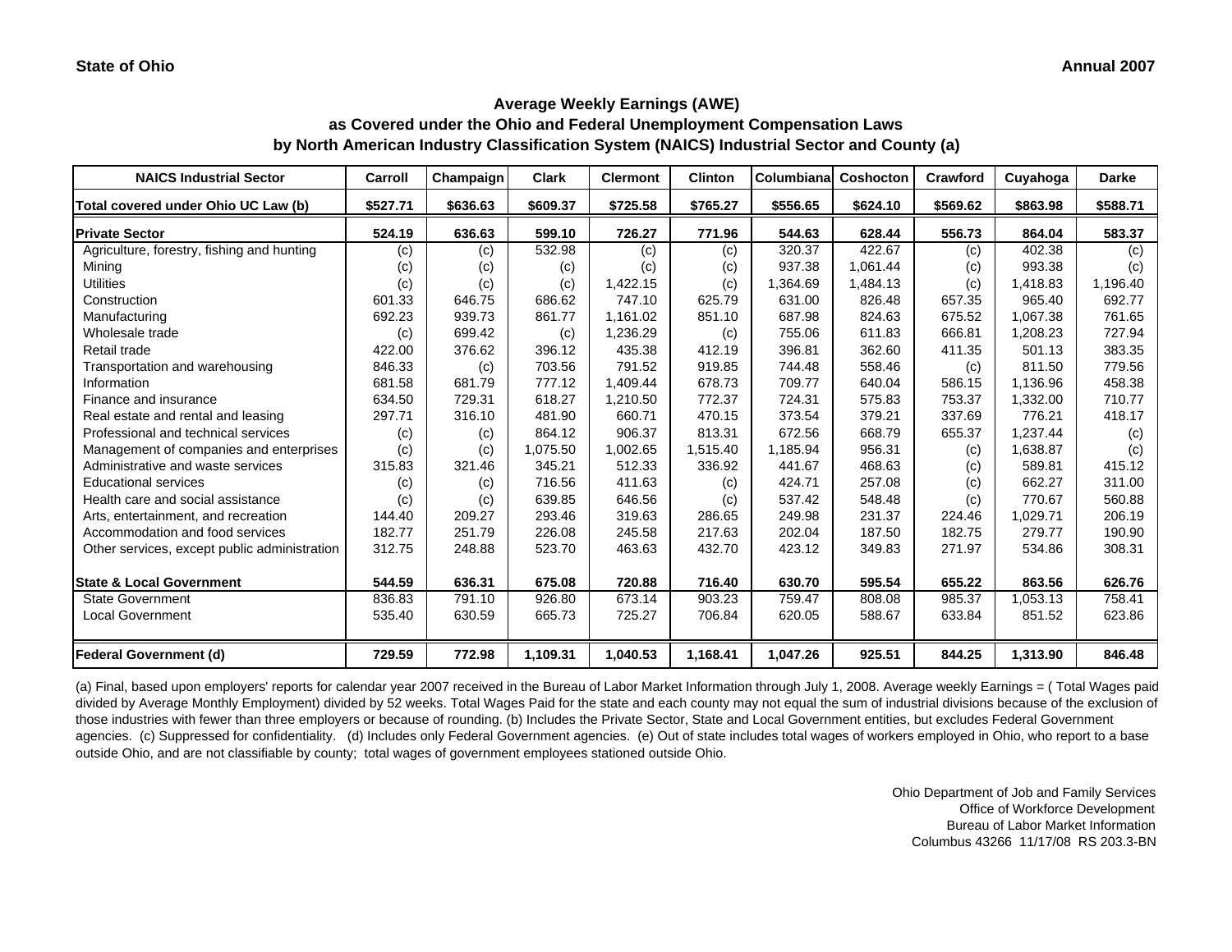State of Ohio

Annual 2007

## Average Weekly Earnings (AWE)
## as Covered under the Ohio and Federal Unemployment Compensation Laws
## by North American Industry Classification System (NAICS) Industrial Sector and County (a)

| NAICS Industrial Sector | Carroll | Champaign | Clark | Clermont | Clinton | Columbiana | Coshocton | Crawford | Cuyahoga | Darke |
|---|---|---|---|---|---|---|---|---|---|---|
| **Total covered under Ohio UC Law (b)** | **$527.71** | **$636.63** | **$609.37** | **$725.58** | **$765.27** | **$556.65** | **$624.10** | **$569.62** | **$863.98** | **$588.71** |
| **Private Sector** | **524.19** | **636.63** | **599.10** | **726.27** | **771.96** | **544.63** | **628.44** | **556.73** | **864.04** | **583.37** |
| Agriculture, forestry, fishing and hunting | (c) | (c) | 532.98 | (c) | (c) | 320.37 | 422.67 | (c) | 402.38 | (c) |
| Mining | (c) | (c) | (c) | (c) | (c) | 937.38 | 1,061.44 | (c) | 993.38 | (c) |
| Utilities | (c) | (c) | (c) | 1,422.15 | (c) | 1,364.69 | 1,484.13 | (c) | 1,418.83 | 1,196.40 |
| Construction | 601.33 | 646.75 | 686.62 | 747.10 | 625.79 | 631.00 | 826.48 | 657.35 | 965.40 | 692.77 |
| Manufacturing | 692.23 | 939.73 | 861.77 | 1,161.02 | 851.10 | 687.98 | 824.63 | 675.52 | 1,067.38 | 761.65 |
| Wholesale trade | (c) | 699.42 | (c) | 1,236.29 | (c) | 755.06 | 611.83 | 666.81 | 1,208.23 | 727.94 |
| Retail trade | 422.00 | 376.62 | 396.12 | 435.38 | 412.19 | 396.81 | 362.60 | 411.35 | 501.13 | 383.35 |
| Transportation and warehousing | 846.33 | (c) | 703.56 | 791.52 | 919.85 | 744.48 | 558.46 | (c) | 811.50 | 779.56 |
| Information | 681.58 | 681.79 | 777.12 | 1,409.44 | 678.73 | 709.77 | 640.04 | 586.15 | 1,136.96 | 458.38 |
| Finance and insurance | 634.50 | 729.31 | 618.27 | 1,210.50 | 772.37 | 724.31 | 575.83 | 753.37 | 1,332.00 | 710.77 |
| Real estate and rental and leasing | 297.71 | 316.10 | 481.90 | 660.71 | 470.15 | 373.54 | 379.21 | 337.69 | 776.21 | 418.17 |
| Professional and technical services | (c) | (c) | 864.12 | 906.37 | 813.31 | 672.56 | 668.79 | 655.37 | 1,237.44 | (c) |
| Management of companies and enterprises | (c) | (c) | 1,075.50 | 1,002.65 | 1,515.40 | 1,185.94 | 956.31 | (c) | 1,638.87 | (c) |
| Administrative and waste services | 315.83 | 321.46 | 345.21 | 512.33 | 336.92 | 441.67 | 468.63 | (c) | 589.81 | 415.12 |
| Educational services | (c) | (c) | 716.56 | 411.63 | (c) | 424.71 | 257.08 | (c) | 662.27 | 311.00 |
| Health care and social assistance | (c) | (c) | 639.85 | 646.56 | (c) | 537.42 | 548.48 | (c) | 770.67 | 560.88 |
| Arts, entertainment, and recreation | 144.40 | 209.27 | 293.46 | 319.63 | 286.65 | 249.98 | 231.37 | 224.46 | 1,029.71 | 206.19 |
| Accommodation and food services | 182.77 | 251.79 | 226.08 | 245.58 | 217.63 | 202.04 | 187.50 | 182.75 | 279.77 | 190.90 |
| Other services, except public administration | 312.75 | 248.88 | 523.70 | 463.63 | 432.70 | 423.12 | 349.83 | 271.97 | 534.86 | 308.31 |
| **State & Local Government** | **544.59** | **636.31** | **675.08** | **720.88** | **716.40** | **630.70** | **595.54** | **655.22** | **863.56** | **626.76** |
| State Government | 836.83 | 791.10 | 926.80 | 673.14 | 903.23 | 759.47 | 808.08 | 985.37 | 1,053.13 | 758.41 |
| Local Government | 535.40 | 630.59 | 665.73 | 725.27 | 706.84 | 620.05 | 588.67 | 633.84 | 851.52 | 623.86 |
| **Federal Government (d)** | **729.59** | **772.98** | **1,109.31** | **1,040.53** | **1,168.41** | **1,047.26** | **925.51** | **844.25** | **1,313.90** | **846.48** |

(a) Final, based upon employers' reports for calendar year 2007 received in the Bureau of Labor Market Information through July 1, 2008. Average weekly Earnings = ( Total Wages paid divided by Average Monthly Employment) divided by 52 weeks. Total Wages Paid for the state and each county may not equal the sum of industrial divisions because of the exclusion of those industries with fewer than three employers or because of rounding. (b) Includes the Private Sector, State and Local Government entities, but excludes Federal Government agencies. (c) Suppressed for confidentiality. (d) Includes only Federal Government agencies. (e) Out of state includes total wages of workers employed in Ohio, who report to a base outside Ohio, and are not classifiable by county; total wages of government employees stationed outside Ohio.

Ohio Department of Job and Family Services
Office of Workforce Development
Bureau of Labor Market Information
Columbus 43266 11/17/08 RS 203.3-BN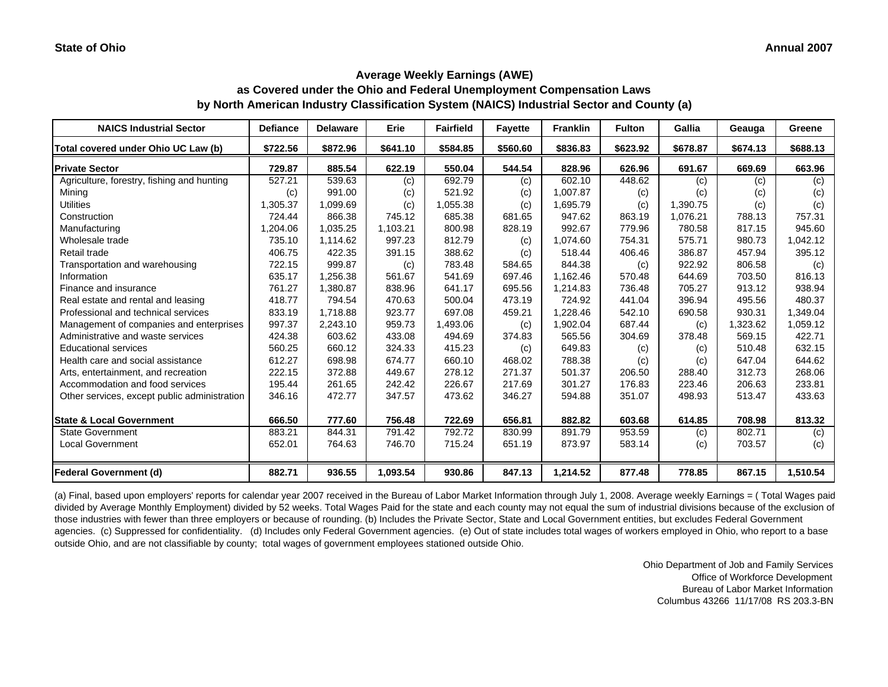**State of Ohio** **Annual 2007**

## Average Weekly Earnings (AWE)
## as Covered under the Ohio and Federal Unemployment Compensation Laws
## by North American Industry Classification System (NAICS) Industrial Sector and County (a)

| NAICS Industrial Sector | Defiance | Delaware | Erie | Fairfield | Fayette | Franklin | Fulton | Gallia | Geauga | Greene |
|---|---|---|---|---|---|---|---|---|---|---|
| **Total covered under Ohio UC Law (b)** | **$722.56** | **$872.96** | **$641.10** | **$584.85** | **$560.60** | **$836.83** | **$623.92** | **$678.87** | **$674.13** | **$688.13** |
| **Private Sector** | **729.87** | **885.54** | **622.19** | **550.04** | **544.54** | **828.96** | **626.96** | **691.67** | **669.69** | **663.96** |
| Agriculture, forestry, fishing and hunting | 527.21 | 539.63 | (c) | 692.79 | (c) | 602.10 | 448.62 | (c) | (c) | (c) |
| Mining | (c) | 991.00 | (c) | 521.92 | (c) | 1,007.87 | (c) | (c) | (c) | (c) |
| Utilities | 1,305.37 | 1,099.69 | (c) | 1,055.38 | (c) | 1,695.79 | (c) | 1,390.75 | (c) | (c) |
| Construction | 724.44 | 866.38 | 745.12 | 685.38 | 681.65 | 947.62 | 863.19 | 1,076.21 | 788.13 | 757.31 |
| Manufacturing | 1,204.06 | 1,035.25 | 1,103.21 | 800.98 | 828.19 | 992.67 | 779.96 | 780.58 | 817.15 | 945.60 |
| Wholesale trade | 735.10 | 1,114.62 | 997.23 | 812.79 | (c) | 1,074.60 | 754.31 | 575.71 | 980.73 | 1,042.12 |
| Retail trade | 406.75 | 422.35 | 391.15 | 388.62 | (c) | 518.44 | 406.46 | 386.87 | 457.94 | 395.12 |
| Transportation and warehousing | 722.15 | 999.87 | (c) | 783.48 | 584.65 | 844.38 | (c) | 922.92 | 806.58 | (c) |
| Information | 635.17 | 1,256.38 | 561.67 | 541.69 | 697.46 | 1,162.46 | 570.48 | 644.69 | 703.50 | 816.13 |
| Finance and insurance | 761.27 | 1,380.87 | 838.96 | 641.17 | 695.56 | 1,214.83 | 736.48 | 705.27 | 913.12 | 938.94 |
| Real estate and rental and leasing | 418.77 | 794.54 | 470.63 | 500.04 | 473.19 | 724.92 | 441.04 | 396.94 | 495.56 | 480.37 |
| Professional and technical services | 833.19 | 1,718.88 | 923.77 | 697.08 | 459.21 | 1,228.46 | 542.10 | 690.58 | 930.31 | 1,349.04 |
| Management of companies and enterprises | 997.37 | 2,243.10 | 959.73 | 1,493.06 | (c) | 1,902.04 | 687.44 | (c) | 1,323.62 | 1,059.12 |
| Administrative and waste services | 424.38 | 603.62 | 433.08 | 494.69 | 374.83 | 565.56 | 304.69 | 378.48 | 569.15 | 422.71 |
| Educational services | 560.25 | 660.12 | 324.33 | 415.23 | (c) | 649.83 | (c) | (c) | 510.48 | 632.15 |
| Health care and social assistance | 612.27 | 698.98 | 674.77 | 660.10 | 468.02 | 788.38 | (c) | (c) | 647.04 | 644.62 |
| Arts, entertainment, and recreation | 222.15 | 372.88 | 449.67 | 278.12 | 271.37 | 501.37 | 206.50 | 288.40 | 312.73 | 268.06 |
| Accommodation and food services | 195.44 | 261.65 | 242.42 | 226.67 | 217.69 | 301.27 | 176.83 | 223.46 | 206.63 | 233.81 |
| Other services, except public administration | 346.16 | 472.77 | 347.57 | 473.62 | 346.27 | 594.88 | 351.07 | 498.93 | 513.47 | 433.63 |
| **State & Local Government** | **666.50** | **777.60** | **756.48** | **722.69** | **656.81** | **882.82** | **603.68** | **614.85** | **708.98** | **813.32** |
| State Government | 883.21 | 844.31 | 791.42 | 792.72 | 830.99 | 891.79 | 953.59 | (c) | 802.71 | (c) |
| Local Government | 652.01 | 764.63 | 746.70 | 715.24 | 651.19 | 873.97 | 583.14 | (c) | 703.57 | (c) |
| **Federal Government (d)** | **882.71** | **936.55** | **1,093.54** | **930.86** | **847.13** | **1,214.52** | **877.48** | **778.85** | **867.15** | **1,510.54** |

(a) Final, based upon employers' reports for calendar year 2007 received in the Bureau of Labor Market Information through July 1, 2008. Average weekly Earnings = ( Total Wages paid divided by Average Monthly Employment) divided by 52 weeks. Total Wages Paid for the state and each county may not equal the sum of industrial divisions because of the exclusion of those industries with fewer than three employers or because of rounding. (b) Includes the Private Sector, State and Local Government entities, but excludes Federal Government agencies. (c) Suppressed for confidentiality. (d) Includes only Federal Government agencies. (e) Out of state includes total wages of workers employed in Ohio, who report to a base outside Ohio, and are not classifiable by county; total wages of government employees stationed outside Ohio.

Ohio Department of Job and Family Services
Office of Workforce Development
Bureau of Labor Market Information
Columbus 43266 11/17/08 RS 203.3-BN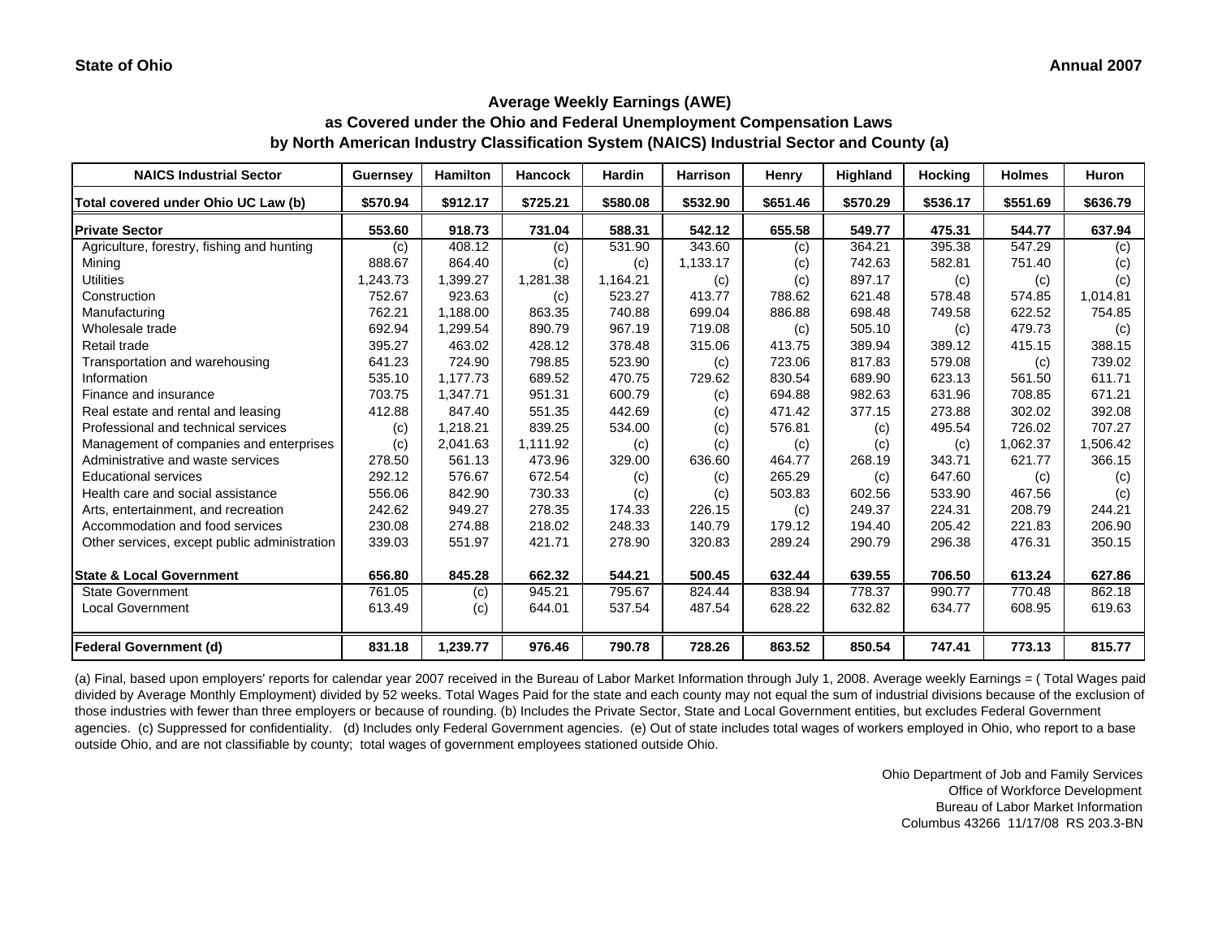**State of Ohio** **Annual 2007**

## Average Weekly Earnings (AWE)
## as Covered under the Ohio and Federal Unemployment Compensation Laws
## by North American Industry Classification System (NAICS) Industrial Sector and County (a)

| NAICS Industrial Sector | Guernsey | Hamilton | Hancock | Hardin | Harrison | Henry | Highland | Hocking | Holmes | Huron |
|---|---|---|---|---|---|---|---|---|---|---|
| **Total covered under Ohio UC Law (b)** | **$570.94** | **$912.17** | **$725.21** | **$580.08** | **$532.90** | **$651.46** | **$570.29** | **$536.17** | **$551.69** | **$636.79** |
| **Private Sector** | **553.60** | **918.73** | **731.04** | **588.31** | **542.12** | **655.58** | **549.77** | **475.31** | **544.77** | **637.94** |
| Agriculture, forestry, fishing and hunting | (c) | 408.12 | (c) | 531.90 | 343.60 | (c) | 364.21 | 395.38 | 547.29 | (c) |
| Mining | 888.67 | 864.40 | (c) | (c) | 1,133.17 | (c) | 742.63 | 582.81 | 751.40 | (c) |
| Utilities | 1,243.73 | 1,399.27 | 1,281.38 | 1,164.21 | (c) | (c) | 897.17 | (c) | (c) | (c) |
| Construction | 752.67 | 923.63 | (c) | 523.27 | 413.77 | 788.62 | 621.48 | 578.48 | 574.85 | 1,014.81 |
| Manufacturing | 762.21 | 1,188.00 | 863.35 | 740.88 | 699.04 | 886.88 | 698.48 | 749.58 | 622.52 | 754.85 |
| Wholesale trade | 692.94 | 1,299.54 | 890.79 | 967.19 | 719.08 | (c) | 505.10 | (c) | 479.73 | (c) |
| Retail trade | 395.27 | 463.02 | 428.12 | 378.48 | 315.06 | 413.75 | 389.94 | 389.12 | 415.15 | 388.15 |
| Transportation and warehousing | 641.23 | 724.90 | 798.85 | 523.90 | (c) | 723.06 | 817.83 | 579.08 | (c) | 739.02 |
| Information | 535.10 | 1,177.73 | 689.52 | 470.75 | 729.62 | 830.54 | 689.90 | 623.13 | 561.50 | 611.71 |
| Finance and insurance | 703.75 | 1,347.71 | 951.31 | 600.79 | (c) | 694.88 | 982.63 | 631.96 | 708.85 | 671.21 |
| Real estate and rental and leasing | 412.88 | 847.40 | 551.35 | 442.69 | (c) | 471.42 | 377.15 | 273.88 | 302.02 | 392.08 |
| Professional and technical services | (c) | 1,218.21 | 839.25 | 534.00 | (c) | 576.81 | (c) | 495.54 | 726.02 | 707.27 |
| Management of companies and enterprises | (c) | 2,041.63 | 1,111.92 | (c) | (c) | (c) | (c) | (c) | 1,062.37 | 1,506.42 |
| Administrative and waste services | 278.50 | 561.13 | 473.96 | 329.00 | 636.60 | 464.77 | 268.19 | 343.71 | 621.77 | 366.15 |
| Educational services | 292.12 | 576.67 | 672.54 | (c) | (c) | 265.29 | (c) | 647.60 | (c) | (c) |
| Health care and social assistance | 556.06 | 842.90 | 730.33 | (c) | (c) | 503.83 | 602.56 | 533.90 | 467.56 | (c) |
| Arts, entertainment, and recreation | 242.62 | 949.27 | 278.35 | 174.33 | 226.15 | (c) | 249.37 | 224.31 | 208.79 | 244.21 |
| Accommodation and food services | 230.08 | 274.88 | 218.02 | 248.33 | 140.79 | 179.12 | 194.40 | 205.42 | 221.83 | 206.90 |
| Other services, except public administration | 339.03 | 551.97 | 421.71 | 278.90 | 320.83 | 289.24 | 290.79 | 296.38 | 476.31 | 350.15 |
| **State & Local Government** | **656.80** | **845.28** | **662.32** | **544.21** | **500.45** | **632.44** | **639.55** | **706.50** | **613.24** | **627.86** |
| State Government | 761.05 | (c) | 945.21 | 795.67 | 824.44 | 838.94 | 778.37 | 990.77 | 770.48 | 862.18 |
| Local Government | 613.49 | (c) | 644.01 | 537.54 | 487.54 | 628.22 | 632.82 | 634.77 | 608.95 | 619.63 |
| **Federal Government (d)** | **831.18** | **1,239.77** | **976.46** | **790.78** | **728.26** | **863.52** | **850.54** | **747.41** | **773.13** | **815.77** |

(a) Final, based upon employers' reports for calendar year 2007 received in the Bureau of Labor Market Information through July 1, 2008. Average weekly Earnings = ( Total Wages paid divided by Average Monthly Employment) divided by 52 weeks. Total Wages Paid for the state and each county may not equal the sum of industrial divisions because of the exclusion of those industries with fewer than three employers or because of rounding. (b) Includes the Private Sector, State and Local Government entities, but excludes Federal Government agencies. (c) Suppressed for confidentiality. (d) Includes only Federal Government agencies. (e) Out of state includes total wages of workers employed in Ohio, who report to a base outside Ohio, and are not classifiable by county; total wages of government employees stationed outside Ohio.

Ohio Department of Job and Family Services
Office of Workforce Development
Bureau of Labor Market Information
Columbus 43266 11/17/08 RS 203.3-BN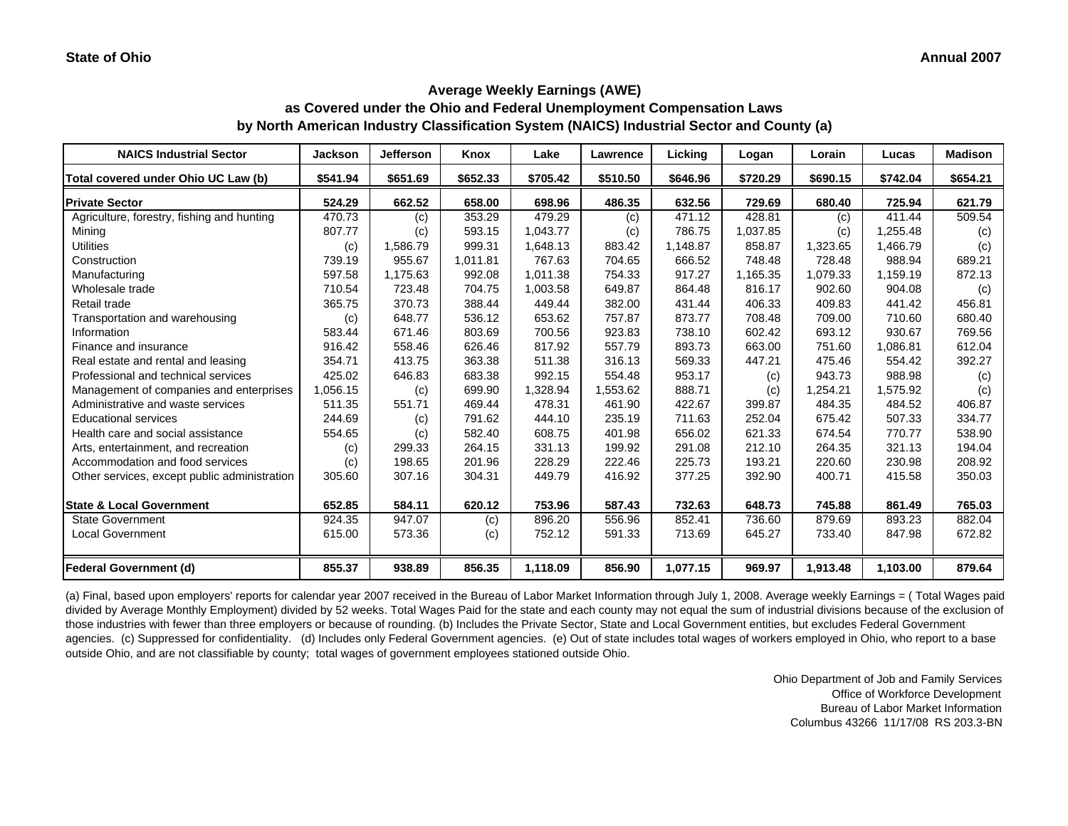**State of Ohio** **Annual 2007**

## Average Weekly Earnings (AWE)
## as Covered under the Ohio and Federal Unemployment Compensation Laws
## by North American Industry Classification System (NAICS) Industrial Sector and County (a)

| NAICS Industrial Sector | Jackson | Jefferson | Knox | Lake | Lawrence | Licking | Logan | Lorain | Lucas | Madison |
|---|---|---|---|---|---|---|---|---|---|---|
| **Total covered under Ohio UC Law (b)** | **$541.94** | **$651.69** | **$652.33** | **$705.42** | **$510.50** | **$646.96** | **$720.29** | **$690.15** | **$742.04** | **$654.21** |
| **Private Sector** | **524.29** | **662.52** | **658.00** | **698.96** | **486.35** | **632.56** | **729.69** | **680.40** | **725.94** | **621.79** |
| Agriculture, forestry, fishing and hunting | 470.73 | (c) | 353.29 | 479.29 | (c) | 471.12 | 428.81 | (c) | 411.44 | 509.54 |
| Mining | 807.77 | (c) | 593.15 | 1,043.77 | (c) | 786.75 | 1,037.85 | (c) | 1,255.48 | (c) |
| Utilities | (c) | 1,586.79 | 999.31 | 1,648.13 | 883.42 | 1,148.87 | 858.87 | 1,323.65 | 1,466.79 | (c) |
| Construction | 739.19 | 955.67 | 1,011.81 | 767.63 | 704.65 | 666.52 | 748.48 | 728.48 | 988.94 | 689.21 |
| Manufacturing | 597.58 | 1,175.63 | 992.08 | 1,011.38 | 754.33 | 917.27 | 1,165.35 | 1,079.33 | 1,159.19 | 872.13 |
| Wholesale trade | 710.54 | 723.48 | 704.75 | 1,003.58 | 649.87 | 864.48 | 816.17 | 902.60 | 904.08 | (c) |
| Retail trade | 365.75 | 370.73 | 388.44 | 449.44 | 382.00 | 431.44 | 406.33 | 409.83 | 441.42 | 456.81 |
| Transportation and warehousing | (c) | 648.77 | 536.12 | 653.62 | 757.87 | 873.77 | 708.48 | 709.00 | 710.60 | 680.40 |
| Information | 583.44 | 671.46 | 803.69 | 700.56 | 923.83 | 738.10 | 602.42 | 693.12 | 930.67 | 769.56 |
| Finance and insurance | 916.42 | 558.46 | 626.46 | 817.92 | 557.79 | 893.73 | 663.00 | 751.60 | 1,086.81 | 612.04 |
| Real estate and rental and leasing | 354.71 | 413.75 | 363.38 | 511.38 | 316.13 | 569.33 | 447.21 | 475.46 | 554.42 | 392.27 |
| Professional and technical services | 425.02 | 646.83 | 683.38 | 992.15 | 554.48 | 953.17 | (c) | 943.73 | 988.98 | (c) |
| Management of companies and enterprises | 1,056.15 | (c) | 699.90 | 1,328.94 | 1,553.62 | 888.71 | (c) | 1,254.21 | 1,575.92 | (c) |
| Administrative and waste services | 511.35 | 551.71 | 469.44 | 478.31 | 461.90 | 422.67 | 399.87 | 484.35 | 484.52 | 406.87 |
| Educational services | 244.69 | (c) | 791.62 | 444.10 | 235.19 | 711.63 | 252.04 | 675.42 | 507.33 | 334.77 |
| Health care and social assistance | 554.65 | (c) | 582.40 | 608.75 | 401.98 | 656.02 | 621.33 | 674.54 | 770.77 | 538.90 |
| Arts, entertainment, and recreation | (c) | 299.33 | 264.15 | 331.13 | 199.92 | 291.08 | 212.10 | 264.35 | 321.13 | 194.04 |
| Accommodation and food services | (c) | 198.65 | 201.96 | 228.29 | 222.46 | 225.73 | 193.21 | 220.60 | 230.98 | 208.92 |
| Other services, except public administration | 305.60 | 307.16 | 304.31 | 449.79 | 416.92 | 377.25 | 392.90 | 400.71 | 415.58 | 350.03 |
| **State & Local Government** | **652.85** | **584.11** | **620.12** | **753.96** | **587.43** | **732.63** | **648.73** | **745.88** | **861.49** | **765.03** |
| State Government | 924.35 | 947.07 | (c) | 896.20 | 556.96 | 852.41 | 736.60 | 879.69 | 893.23 | 882.04 |
| Local Government | 615.00 | 573.36 | (c) | 752.12 | 591.33 | 713.69 | 645.27 | 733.40 | 847.98 | 672.82 |
| **Federal Government (d)** | **855.37** | **938.89** | **856.35** | **1,118.09** | **856.90** | **1,077.15** | **969.97** | **1,913.48** | **1,103.00** | **879.64** |

(a) Final, based upon employers' reports for calendar year 2007 received in the Bureau of Labor Market Information through July 1, 2008. Average weekly Earnings = ( Total Wages paid divided by Average Monthly Employment) divided by 52 weeks. Total Wages Paid for the state and each county may not equal the sum of industrial divisions because of the exclusion of those industries with fewer than three employers or because of rounding. (b) Includes the Private Sector, State and Local Government entities, but excludes Federal Government agencies. (c) Suppressed for confidentiality. (d) Includes only Federal Government agencies. (e) Out of state includes total wages of workers employed in Ohio, who report to a base outside Ohio, and are not classifiable by county; total wages of government employees stationed outside Ohio.

Ohio Department of Job and Family Services
Office of Workforce Development
Bureau of Labor Market Information
Columbus 43266 11/17/08 RS 203.3-BN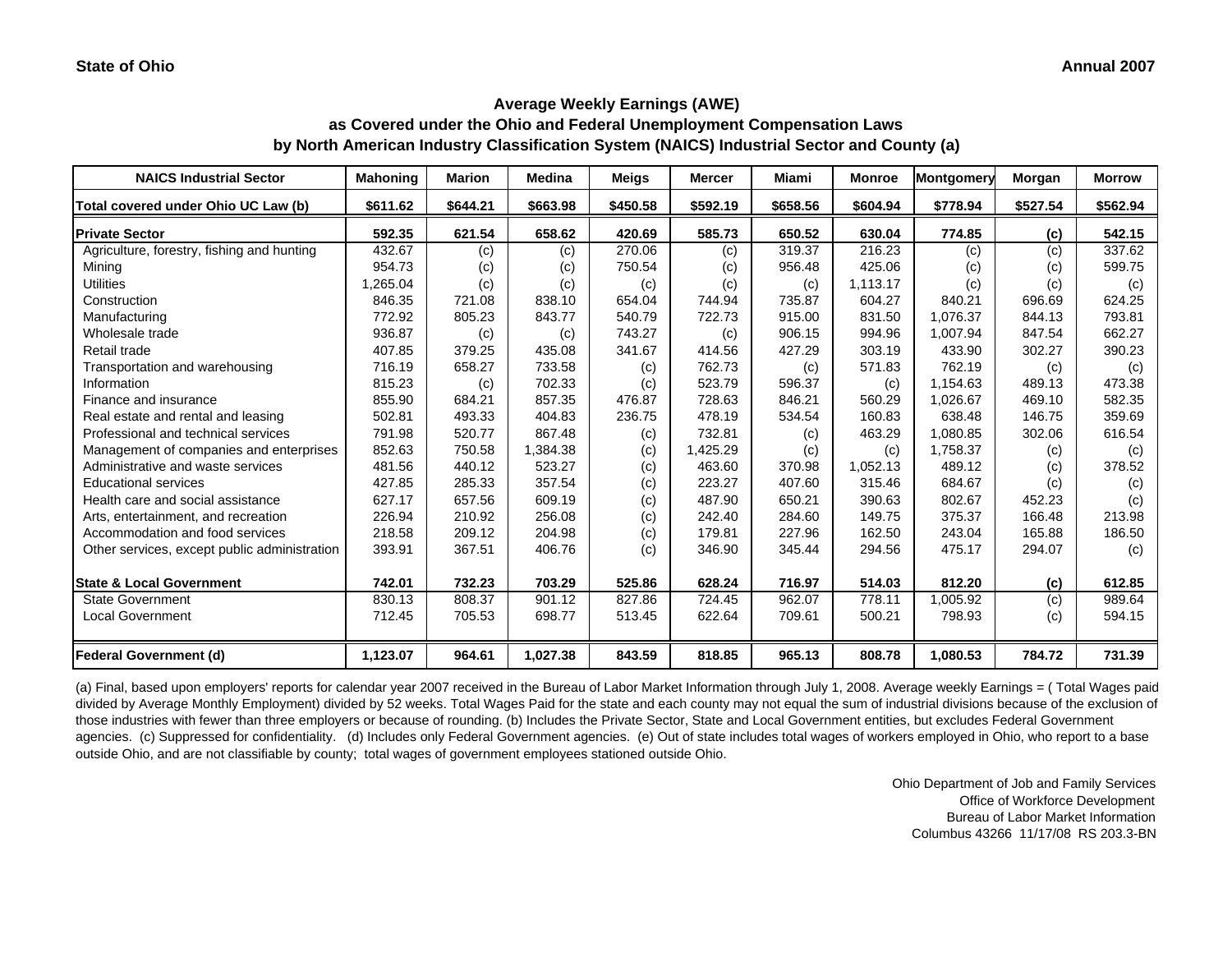**State of Ohio** **Annual 2007**

## Average Weekly Earnings (AWE)
## as Covered under the Ohio and Federal Unemployment Compensation Laws
## by North American Industry Classification System (NAICS) Industrial Sector and County (a)

| NAICS Industrial Sector | Mahoning | Marion | Medina | Meigs | Mercer | Miami | Monroe | Montgomery | Morgan | Morrow |
|---|---|---|---|---|---|---|---|---|---|---|
| **Total covered under Ohio UC Law (b)** | **$611.62** | **$644.21** | **$663.98** | **$450.58** | **$592.19** | **$658.56** | **$604.94** | **$778.94** | **$527.54** | **$562.94** |
| **Private Sector** | **592.35** | **621.54** | **658.62** | **420.69** | **585.73** | **650.52** | **630.04** | **774.85** | **(c)** | **542.15** |
| Agriculture, forestry, fishing and hunting | 432.67 | (c) | (c) | 270.06 | (c) | 319.37 | 216.23 | (c) | (c) | 337.62 |
| Mining | 954.73 | (c) | (c) | 750.54 | (c) | 956.48 | 425.06 | (c) | (c) | 599.75 |
| Utilities | 1,265.04 | (c) | (c) | (c) | (c) | (c) | 1,113.17 | (c) | (c) | (c) |
| Construction | 846.35 | 721.08 | 838.10 | 654.04 | 744.94 | 735.87 | 604.27 | 840.21 | 696.69 | 624.25 |
| Manufacturing | 772.92 | 805.23 | 843.77 | 540.79 | 722.73 | 915.00 | 831.50 | 1,076.37 | 844.13 | 793.81 |
| Wholesale trade | 936.87 | (c) | (c) | 743.27 | (c) | 906.15 | 994.96 | 1,007.94 | 847.54 | 662.27 |
| Retail trade | 407.85 | 379.25 | 435.08 | 341.67 | 414.56 | 427.29 | 303.19 | 433.90 | 302.27 | 390.23 |
| Transportation and warehousing | 716.19 | 658.27 | 733.58 | (c) | 762.73 | (c) | 571.83 | 762.19 | (c) | (c) |
| Information | 815.23 | (c) | 702.33 | (c) | 523.79 | 596.37 | (c) | 1,154.63 | 489.13 | 473.38 |
| Finance and insurance | 855.90 | 684.21 | 857.35 | 476.87 | 728.63 | 846.21 | 560.29 | 1,026.67 | 469.10 | 582.35 |
| Real estate and rental and leasing | 502.81 | 493.33 | 404.83 | 236.75 | 478.19 | 534.54 | 160.83 | 638.48 | 146.75 | 359.69 |
| Professional and technical services | 791.98 | 520.77 | 867.48 | (c) | 732.81 | (c) | 463.29 | 1,080.85 | 302.06 | 616.54 |
| Management of companies and enterprises | 852.63 | 750.58 | 1,384.38 | (c) | 1,425.29 | (c) | (c) | 1,758.37 | (c) | (c) |
| Administrative and waste services | 481.56 | 440.12 | 523.27 | (c) | 463.60 | 370.98 | 1,052.13 | 489.12 | (c) | 378.52 |
| Educational services | 427.85 | 285.33 | 357.54 | (c) | 223.27 | 407.60 | 315.46 | 684.67 | (c) | (c) |
| Health care and social assistance | 627.17 | 657.56 | 609.19 | (c) | 487.90 | 650.21 | 390.63 | 802.67 | 452.23 | (c) |
| Arts, entertainment, and recreation | 226.94 | 210.92 | 256.08 | (c) | 242.40 | 284.60 | 149.75 | 375.37 | 166.48 | 213.98 |
| Accommodation and food services | 218.58 | 209.12 | 204.98 | (c) | 179.81 | 227.96 | 162.50 | 243.04 | 165.88 | 186.50 |
| Other services, except public administration | 393.91 | 367.51 | 406.76 | (c) | 346.90 | 345.44 | 294.56 | 475.17 | 294.07 | (c) |
| **State & Local Government** | **742.01** | **732.23** | **703.29** | **525.86** | **628.24** | **716.97** | **514.03** | **812.20** | **(c)** | **612.85** |
| State Government | 830.13 | 808.37 | 901.12 | 827.86 | 724.45 | 962.07 | 778.11 | 1,005.92 | (c) | 989.64 |
| Local Government | 712.45 | 705.53 | 698.77 | 513.45 | 622.64 | 709.61 | 500.21 | 798.93 | (c) | 594.15 |
| **Federal Government (d)** | **1,123.07** | **964.61** | **1,027.38** | **843.59** | **818.85** | **965.13** | **808.78** | **1,080.53** | **784.72** | **731.39** |

(a) Final, based upon employers' reports for calendar year 2007 received in the Bureau of Labor Market Information through July 1, 2008. Average weekly Earnings = ( Total Wages paid divided by Average Monthly Employment) divided by 52 weeks. Total Wages Paid for the state and each county may not equal the sum of industrial divisions because of the exclusion of those industries with fewer than three employers or because of rounding. (b) Includes the Private Sector, State and Local Government entities, but excludes Federal Government agencies. (c) Suppressed for confidentiality. (d) Includes only Federal Government agencies. (e) Out of state includes total wages of workers employed in Ohio, who report to a base outside Ohio, and are not classifiable by county; total wages of government employees stationed outside Ohio.

Ohio Department of Job and Family Services
Office of Workforce Development
Bureau of Labor Market Information
Columbus 43266 11/17/08 RS 203.3-BN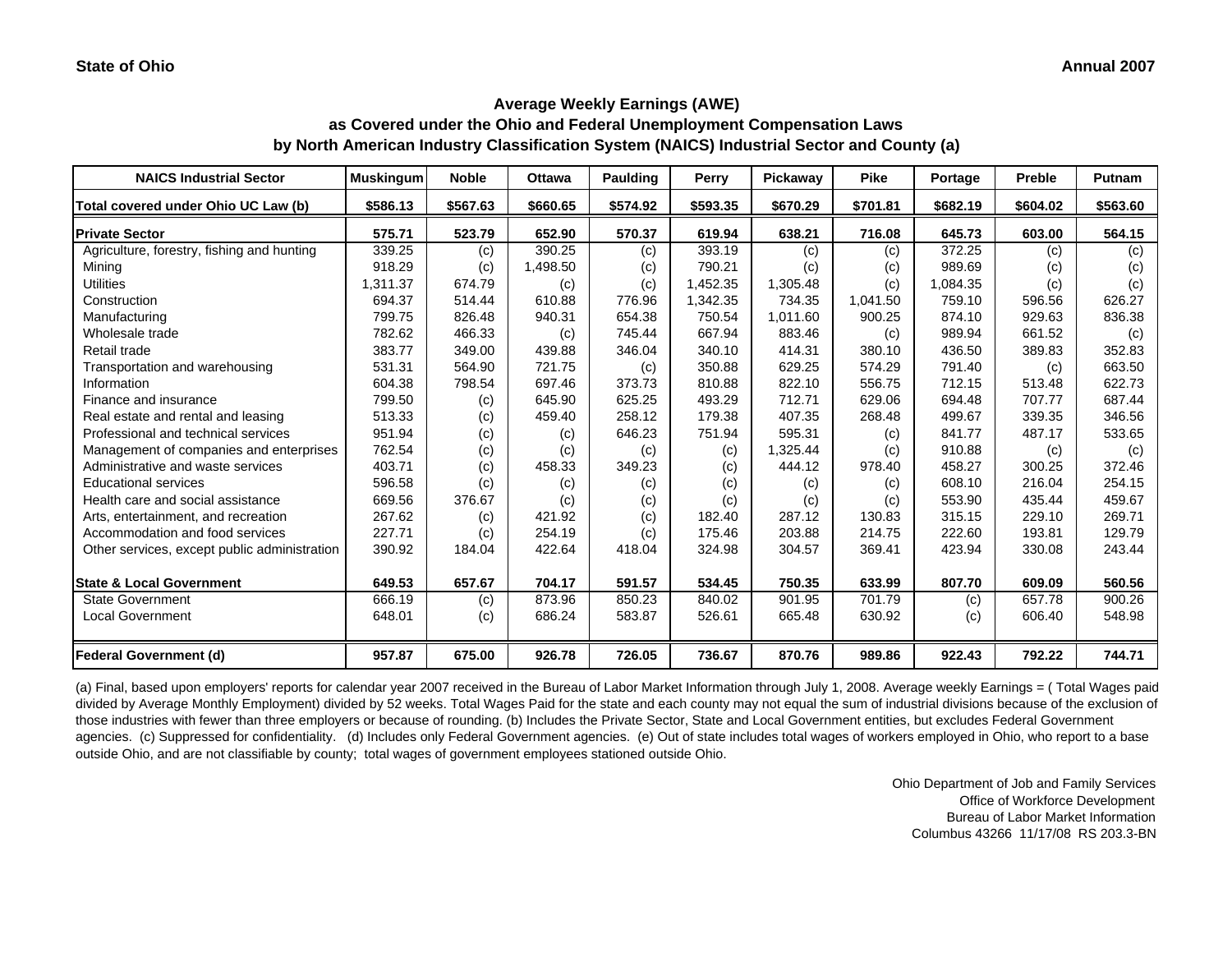**State of Ohio** **Annual 2007**

## Average Weekly Earnings (AWE)
## as Covered under the Ohio and Federal Unemployment Compensation Laws
## by North American Industry Classification System (NAICS) Industrial Sector and County (a)

| NAICS Industrial Sector | Muskingum | Noble | Ottawa | Paulding | Perry | Pickaway | Pike | Portage | Preble | Putnam |
|---|---|---|---|---|---|---|---|---|---|---|
| **Total covered under Ohio UC Law (b)** | **$586.13** | **$567.63** | **$660.65** | **$574.92** | **$593.35** | **$670.29** | **$701.81** | **$682.19** | **$604.02** | **$563.60** |
| **Private Sector** | **575.71** | **523.79** | **652.90** | **570.37** | **619.94** | **638.21** | **716.08** | **645.73** | **603.00** | **564.15** |
| Agriculture, forestry, fishing and hunting | 339.25 | (c) | 390.25 | (c) | 393.19 | (c) | (c) | 372.25 | (c) | (c) |
| Mining | 918.29 | (c) | 1,498.50 | (c) | 790.21 | (c) | (c) | 989.69 | (c) | (c) |
| Utilities | 1,311.37 | 674.79 | (c) | (c) | 1,452.35 | 1,305.48 | (c) | 1,084.35 | (c) | (c) |
| Construction | 694.37 | 514.44 | 610.88 | 776.96 | 1,342.35 | 734.35 | 1,041.50 | 759.10 | 596.56 | 626.27 |
| Manufacturing | 799.75 | 826.48 | 940.31 | 654.38 | 750.54 | 1,011.60 | 900.25 | 874.10 | 929.63 | 836.38 |
| Wholesale trade | 782.62 | 466.33 | (c) | 745.44 | 667.94 | 883.46 | (c) | 989.94 | 661.52 | (c) |
| Retail trade | 383.77 | 349.00 | 439.88 | 346.04 | 340.10 | 414.31 | 380.10 | 436.50 | 389.83 | 352.83 |
| Transportation and warehousing | 531.31 | 564.90 | 721.75 | (c) | 350.88 | 629.25 | 574.29 | 791.40 | (c) | 663.50 |
| Information | 604.38 | 798.54 | 697.46 | 373.73 | 810.88 | 822.10 | 556.75 | 712.15 | 513.48 | 622.73 |
| Finance and insurance | 799.50 | (c) | 645.90 | 625.25 | 493.29 | 712.71 | 629.06 | 694.48 | 707.77 | 687.44 |
| Real estate and rental and leasing | 513.33 | (c) | 459.40 | 258.12 | 179.38 | 407.35 | 268.48 | 499.67 | 339.35 | 346.56 |
| Professional and technical services | 951.94 | (c) | (c) | 646.23 | 751.94 | 595.31 | (c) | 841.77 | 487.17 | 533.65 |
| Management of companies and enterprises | 762.54 | (c) | (c) | (c) | (c) | 1,325.44 | (c) | 910.88 | (c) | (c) |
| Administrative and waste services | 403.71 | (c) | 458.33 | 349.23 | (c) | 444.12 | 978.40 | 458.27 | 300.25 | 372.46 |
| Educational services | 596.58 | (c) | (c) | (c) | (c) | (c) | (c) | 608.10 | 216.04 | 254.15 |
| Health care and social assistance | 669.56 | 376.67 | (c) | (c) | (c) | (c) | (c) | 553.90 | 435.44 | 459.67 |
| Arts, entertainment, and recreation | 267.62 | (c) | 421.92 | (c) | 182.40 | 287.12 | 130.83 | 315.15 | 229.10 | 269.71 |
| Accommodation and food services | 227.71 | (c) | 254.19 | (c) | 175.46 | 203.88 | 214.75 | 222.60 | 193.81 | 129.79 |
| Other services, except public administration | 390.92 | 184.04 | 422.64 | 418.04 | 324.98 | 304.57 | 369.41 | 423.94 | 330.08 | 243.44 |
| **State & Local Government** | **649.53** | **657.67** | **704.17** | **591.57** | **534.45** | **750.35** | **633.99** | **807.70** | **609.09** | **560.56** |
| State Government | 666.19 | (c) | 873.96 | 850.23 | 840.02 | 901.95 | 701.79 | (c) | 657.78 | 900.26 |
| Local Government | 648.01 | (c) | 686.24 | 583.87 | 526.61 | 665.48 | 630.92 | (c) | 606.40 | 548.98 |
| **Federal Government (d)** | **957.87** | **675.00** | **926.78** | **726.05** | **736.67** | **870.76** | **989.86** | **922.43** | **792.22** | **744.71** |

(a) Final, based upon employers' reports for calendar year 2007 received in the Bureau of Labor Market Information through July 1, 2008. Average weekly Earnings = ( Total Wages paid divided by Average Monthly Employment) divided by 52 weeks. Total Wages Paid for the state and each county may not equal the sum of industrial divisions because of the exclusion of those industries with fewer than three employers or because of rounding. (b) Includes the Private Sector, State and Local Government entities, but excludes Federal Government agencies. (c) Suppressed for confidentiality. (d) Includes only Federal Government agencies. (e) Out of state includes total wages of workers employed in Ohio, who report to a base outside Ohio, and are not classifiable by county; total wages of government employees stationed outside Ohio.

Ohio Department of Job and Family Services
Office of Workforce Development
Bureau of Labor Market Information
Columbus 43266 11/17/08 RS 203.3-BN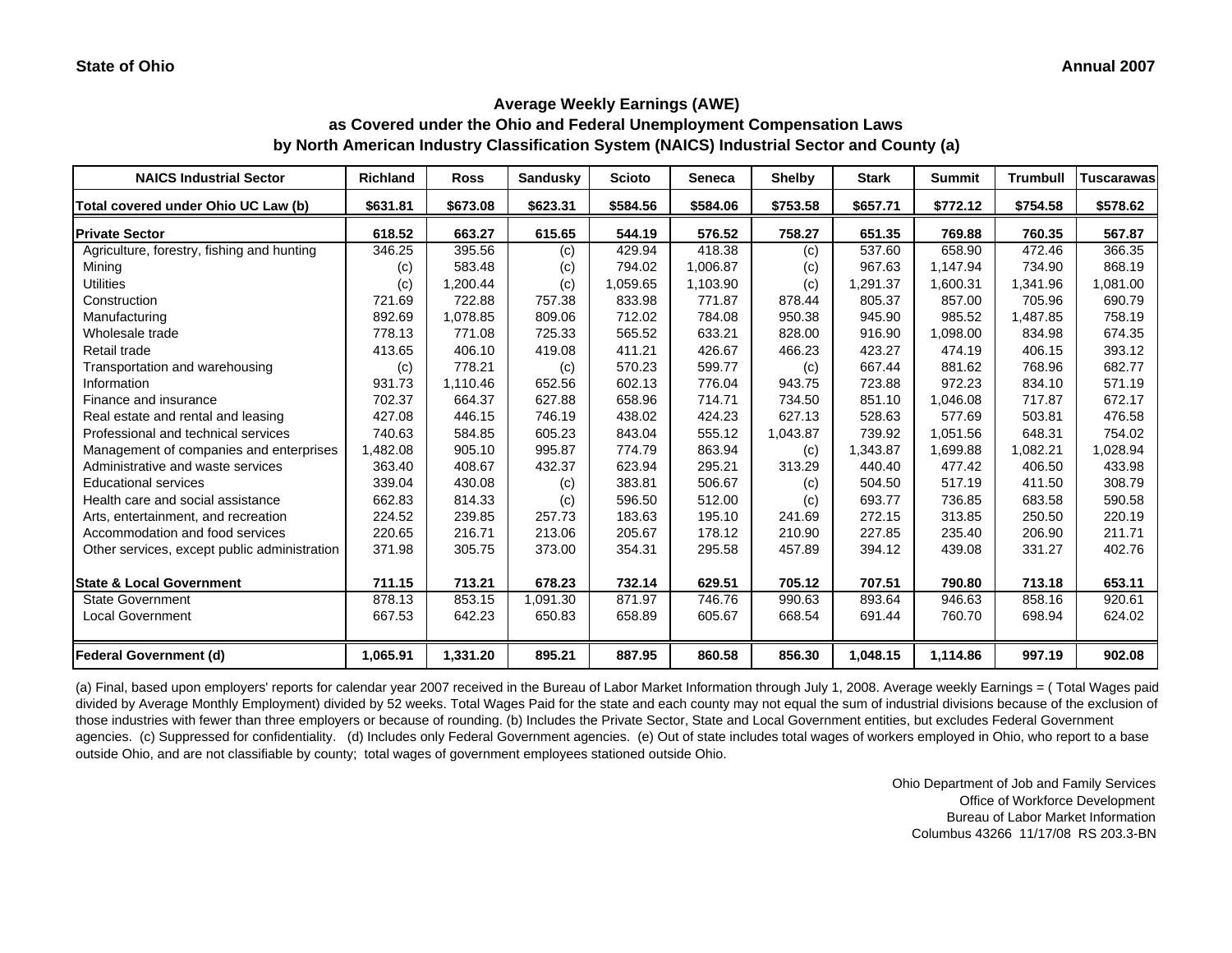State of Ohio

Annual 2007

## Average Weekly Earnings (AWE)
## as Covered under the Ohio and Federal Unemployment Compensation Laws
## by North American Industry Classification System (NAICS) Industrial Sector and County (a)

| NAICS Industrial Sector | Richland | Ross | Sandusky | Scioto | Seneca | Shelby | Stark | Summit | Trumbull | Tuscarawas |
|---|---|---|---|---|---|---|---|---|---|---|
| **Total covered under Ohio UC Law (b)** | **$631.81** | **$673.08** | **$623.31** | **$584.56** | **$584.06** | **$753.58** | **$657.71** | **$772.12** | **$754.58** | **$578.62** |
| **Private Sector** | **618.52** | **663.27** | **615.65** | **544.19** | **576.52** | **758.27** | **651.35** | **769.88** | **760.35** | **567.87** |
| Agriculture, forestry, fishing and hunting | 346.25 | 395.56 | (c) | 429.94 | 418.38 | (c) | 537.60 | 658.90 | 472.46 | 366.35 |
| Mining | (c) | 583.48 | (c) | 794.02 | 1,006.87 | (c) | 967.63 | 1,147.94 | 734.90 | 868.19 |
| Utilities | (c) | 1,200.44 | (c) | 1,059.65 | 1,103.90 | (c) | 1,291.37 | 1,600.31 | 1,341.96 | 1,081.00 |
| Construction | 721.69 | 722.88 | 757.38 | 833.98 | 771.87 | 878.44 | 805.37 | 857.00 | 705.96 | 690.79 |
| Manufacturing | 892.69 | 1,078.85 | 809.06 | 712.02 | 784.08 | 950.38 | 945.90 | 985.52 | 1,487.85 | 758.19 |
| Wholesale trade | 778.13 | 771.08 | 725.33 | 565.52 | 633.21 | 828.00 | 916.90 | 1,098.00 | 834.98 | 674.35 |
| Retail trade | 413.65 | 406.10 | 419.08 | 411.21 | 426.67 | 466.23 | 423.27 | 474.19 | 406.15 | 393.12 |
| Transportation and warehousing | (c) | 778.21 | (c) | 570.23 | 599.77 | (c) | 667.44 | 881.62 | 768.96 | 682.77 |
| Information | 931.73 | 1,110.46 | 652.56 | 602.13 | 776.04 | 943.75 | 723.88 | 972.23 | 834.10 | 571.19 |
| Finance and insurance | 702.37 | 664.37 | 627.88 | 658.96 | 714.71 | 734.50 | 851.10 | 1,046.08 | 717.87 | 672.17 |
| Real estate and rental and leasing | 427.08 | 446.15 | 746.19 | 438.02 | 424.23 | 627.13 | 528.63 | 577.69 | 503.81 | 476.58 |
| Professional and technical services | 740.63 | 584.85 | 605.23 | 843.04 | 555.12 | 1,043.87 | 739.92 | 1,051.56 | 648.31 | 754.02 |
| Management of companies and enterprises | 1,482.08 | 905.10 | 995.87 | 774.79 | 863.94 | (c) | 1,343.87 | 1,699.88 | 1,082.21 | 1,028.94 |
| Administrative and waste services | 363.40 | 408.67 | 432.37 | 623.94 | 295.21 | 313.29 | 440.40 | 477.42 | 406.50 | 433.98 |
| Educational services | 339.04 | 430.08 | (c) | 383.81 | 506.67 | (c) | 504.50 | 517.19 | 411.50 | 308.79 |
| Health care and social assistance | 662.83 | 814.33 | (c) | 596.50 | 512.00 | (c) | 693.77 | 736.85 | 683.58 | 590.58 |
| Arts, entertainment, and recreation | 224.52 | 239.85 | 257.73 | 183.63 | 195.10 | 241.69 | 272.15 | 313.85 | 250.50 | 220.19 |
| Accommodation and food services | 220.65 | 216.71 | 213.06 | 205.67 | 178.12 | 210.90 | 227.85 | 235.40 | 206.90 | 211.71 |
| Other services, except public administration | 371.98 | 305.75 | 373.00 | 354.31 | 295.58 | 457.89 | 394.12 | 439.08 | 331.27 | 402.76 |
| **State & Local Government** | **711.15** | **713.21** | **678.23** | **732.14** | **629.51** | **705.12** | **707.51** | **790.80** | **713.18** | **653.11** |
| State Government | 878.13 | 853.15 | 1,091.30 | 871.97 | 746.76 | 990.63 | 893.64 | 946.63 | 858.16 | 920.61 |
| Local Government | 667.53 | 642.23 | 650.83 | 658.89 | 605.67 | 668.54 | 691.44 | 760.70 | 698.94 | 624.02 |
| **Federal Government (d)** | **1,065.91** | **1,331.20** | **895.21** | **887.95** | **860.58** | **856.30** | **1,048.15** | **1,114.86** | **997.19** | **902.08** |

(a) Final, based upon employers' reports for calendar year 2007 received in the Bureau of Labor Market Information through July 1, 2008. Average weekly Earnings = ( Total Wages paid divided by Average Monthly Employment) divided by 52 weeks. Total Wages Paid for the state and each county may not equal the sum of industrial divisions because of the exclusion of those industries with fewer than three employers or because of rounding. (b) Includes the Private Sector, State and Local Government entities, but excludes Federal Government agencies. (c) Suppressed for confidentiality. (d) Includes only Federal Government agencies. (e) Out of state includes total wages of workers employed in Ohio, who report to a base outside Ohio, and are not classifiable by county; total wages of government employees stationed outside Ohio.

Ohio Department of Job and Family Services
Office of Workforce Development
Bureau of Labor Market Information
Columbus 43266 11/17/08 RS 203.3-BN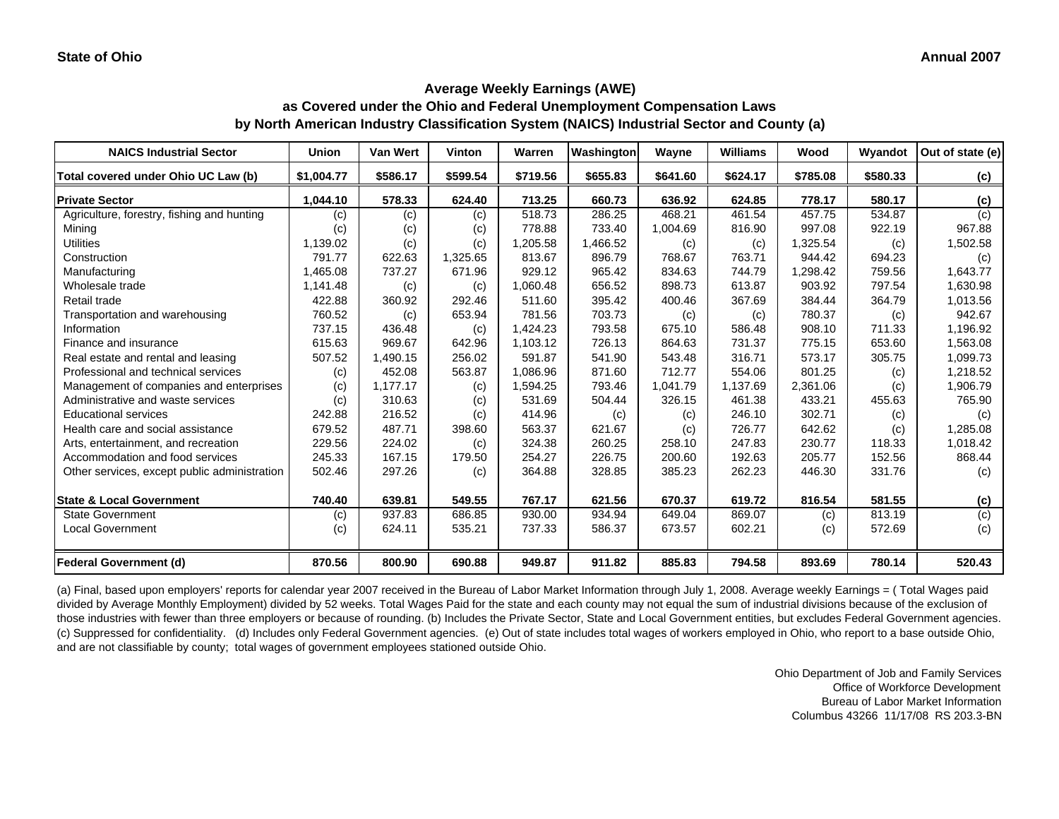**State of Ohio** **Annual 2007**

## Average Weekly Earnings (AWE)
## as Covered under the Ohio and Federal Unemployment Compensation Laws
## by North American Industry Classification System (NAICS) Industrial Sector and County (a)

| NAICS Industrial Sector | Union | Van Wert | Vinton | Warren | Washington | Wayne | Williams | Wood | Wyandot | Out of state (e) |
|---|---|---|---|---|---|---|---|---|---|---|
| **Total covered under Ohio UC Law (b)** | **$1,004.77** | **$586.17** | **$599.54** | **$719.56** | **$655.83** | **$641.60** | **$624.17** | **$785.08** | **$580.33** | **(c)** |
| **Private Sector** | **1,044.10** | **578.33** | **624.40** | **713.25** | **660.73** | **636.92** | **624.85** | **778.17** | **580.17** | **(c)** |
| Agriculture, forestry, fishing and hunting | (c) | (c) | (c) | 518.73 | 286.25 | 468.21 | 461.54 | 457.75 | 534.87 | (c) |
| Mining | (c) | (c) | (c) | 778.88 | 733.40 | 1,004.69 | 816.90 | 997.08 | 922.19 | 967.88 |
| Utilities | 1,139.02 | (c) | (c) | 1,205.58 | 1,466.52 | (c) | (c) | 1,325.54 | (c) | 1,502.58 |
| Construction | 791.77 | 622.63 | 1,325.65 | 813.67 | 896.79 | 768.67 | 763.71 | 944.42 | 694.23 | (c) |
| Manufacturing | 1,465.08 | 737.27 | 671.96 | 929.12 | 965.42 | 834.63 | 744.79 | 1,298.42 | 759.56 | 1,643.77 |
| Wholesale trade | 1,141.48 | (c) | (c) | 1,060.48 | 656.52 | 898.73 | 613.87 | 903.92 | 797.54 | 1,630.98 |
| Retail trade | 422.88 | 360.92 | 292.46 | 511.60 | 395.42 | 400.46 | 367.69 | 384.44 | 364.79 | 1,013.56 |
| Transportation and warehousing | 760.52 | (c) | 653.94 | 781.56 | 703.73 | (c) | (c) | 780.37 | (c) | 942.67 |
| Information | 737.15 | 436.48 | (c) | 1,424.23 | 793.58 | 675.10 | 586.48 | 908.10 | 711.33 | 1,196.92 |
| Finance and insurance | 615.63 | 969.67 | 642.96 | 1,103.12 | 726.13 | 864.63 | 731.37 | 775.15 | 653.60 | 1,563.08 |
| Real estate and rental and leasing | 507.52 | 1,490.15 | 256.02 | 591.87 | 541.90 | 543.48 | 316.71 | 573.17 | 305.75 | 1,099.73 |
| Professional and technical services | (c) | 452.08 | 563.87 | 1,086.96 | 871.60 | 712.77 | 554.06 | 801.25 | (c) | 1,218.52 |
| Management of companies and enterprises | (c) | 1,177.17 | (c) | 1,594.25 | 793.46 | 1,041.79 | 1,137.69 | 2,361.06 | (c) | 1,906.79 |
| Administrative and waste services | (c) | 310.63 | (c) | 531.69 | 504.44 | 326.15 | 461.38 | 433.21 | 455.63 | 765.90 |
| Educational services | 242.88 | 216.52 | (c) | 414.96 | (c) | (c) | 246.10 | 302.71 | (c) | (c) |
| Health care and social assistance | 679.52 | 487.71 | 398.60 | 563.37 | 621.67 | (c) | 726.77 | 642.62 | (c) | 1,285.08 |
| Arts, entertainment, and recreation | 229.56 | 224.02 | (c) | 324.38 | 260.25 | 258.10 | 247.83 | 230.77 | 118.33 | 1,018.42 |
| Accommodation and food services | 245.33 | 167.15 | 179.50 | 254.27 | 226.75 | 200.60 | 192.63 | 205.77 | 152.56 | 868.44 |
| Other services, except public administration | 502.46 | 297.26 | (c) | 364.88 | 328.85 | 385.23 | 262.23 | 446.30 | 331.76 | (c) |
| **State & Local Government** | **740.40** | **639.81** | **549.55** | **767.17** | **621.56** | **670.37** | **619.72** | **816.54** | **581.55** | **(c)** |
| State Government | (c) | 937.83 | 686.85 | 930.00 | 934.94 | 649.04 | 869.07 | (c) | 813.19 | (c) |
| Local Government | (c) | 624.11 | 535.21 | 737.33 | 586.37 | 673.57 | 602.21 | (c) | 572.69 | (c) |
| **Federal Government (d)** | **870.56** | **800.90** | **690.88** | **949.87** | **911.82** | **885.83** | **794.58** | **893.69** | **780.14** | **520.43** |

(a) Final, based upon employers' reports for calendar year 2007 received in the Bureau of Labor Market Information through July 1, 2008. Average weekly Earnings = ( Total Wages paid divided by Average Monthly Employment) divided by 52 weeks. Total Wages Paid for the state and each county may not equal the sum of industrial divisions because of the exclusion of those industries with fewer than three employers or because of rounding. (b) Includes the Private Sector, State and Local Government entities, but excludes Federal Government agencies. (c) Suppressed for confidentiality. (d) Includes only Federal Government agencies. (e) Out of state includes total wages of workers employed in Ohio, who report to a base outside Ohio, and are not classifiable by county; total wages of government employees stationed outside Ohio.

Ohio Department of Job and Family Services
Office of Workforce Development
Bureau of Labor Market Information
Columbus 43266 11/17/08 RS 203.3-BN